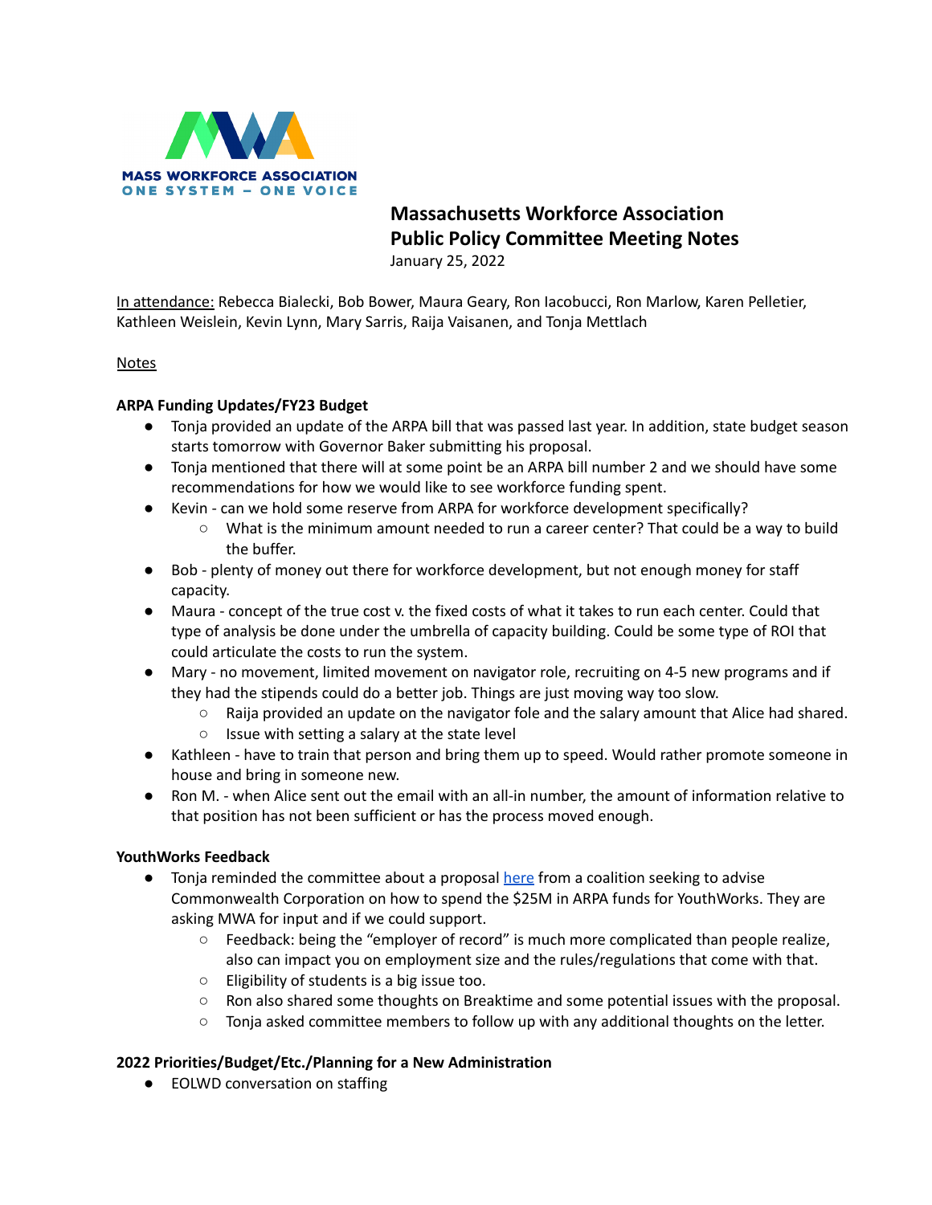MASS WORKFORCE ASSOCIATION
ONE SYSTEM – ONE VOICE

# Massachusetts Workforce Association
# Public Policy Committee Meeting Notes

January 25, 2022

In attendance: Rebecca Bialecki, Bob Bower, Maura Geary, Ron Iacobucci, Ron Marlow, Karen Pelletier, Kathleen Weislein, Kevin Lynn, Mary Sarris, Raija Vaisanen, and Tonja Mettlach

Notes

**ARPA Funding Updates/FY23 Budget**

- Tonja provided an update of the ARPA bill that was passed last year. In addition, state budget season starts tomorrow with Governor Baker submitting his proposal.
- Tonja mentioned that there will at some point be an ARPA bill number 2 and we should have some recommendations for how we would like to see workforce funding spent.
- Kevin - can we hold some reserve from ARPA for workforce development specifically?
  - What is the minimum amount needed to run a career center? That could be a way to build the buffer.
- Bob - plenty of money out there for workforce development, but not enough money for staff capacity.
- Maura - concept of the true cost v. the fixed costs of what it takes to run each center. Could that type of analysis be done under the umbrella of capacity building. Could be some type of ROI that could articulate the costs to run the system.
- Mary - no movement, limited movement on navigator role, recruiting on 4-5 new programs and if they had the stipends could do a better job. Things are just moving way too slow.
  - Raija provided an update on the navigator fole and the salary amount that Alice had shared.
  - Issue with setting a salary at the state level
- Kathleen - have to train that person and bring them up to speed. Would rather promote someone in house and bring in someone new.
- Ron M. - when Alice sent out the email with an all-in number, the amount of information relative to that position has not been sufficient or has the process moved enough.

**YouthWorks Feedback**

- Tonja reminded the committee about a proposal [here](#) from a coalition seeking to advise Commonwealth Corporation on how to spend the $25M in ARPA funds for YouthWorks. They are asking MWA for input and if we could support.
  - Feedback: being the "employer of record" is much more complicated than people realize, also can impact you on employment size and the rules/regulations that come with that.
  - Eligibility of students is a big issue too.
  - Ron also shared some thoughts on Breaktime and some potential issues with the proposal.
  - Tonja asked committee members to follow up with any additional thoughts on the letter.

**2022 Priorities/Budget/Etc./Planning for a New Administration**

- EOLWD conversation on staffing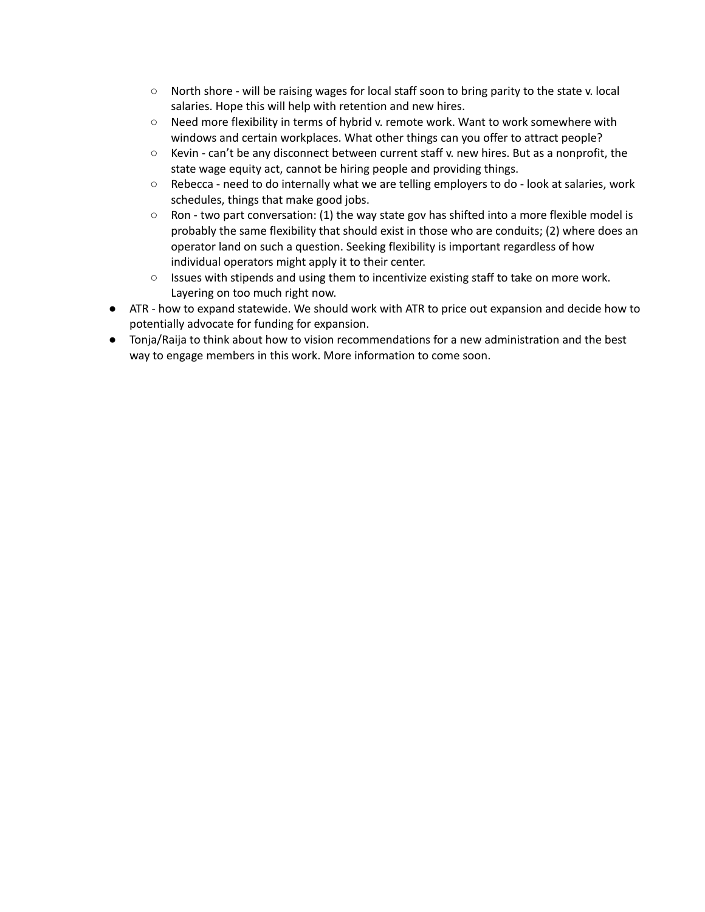- North shore - will be raising wages for local staff soon to bring parity to the state v. local salaries. Hope this will help with retention and new hires.
    - Need more flexibility in terms of hybrid v. remote work. Want to work somewhere with windows and certain workplaces. What other things can you offer to attract people?
    - Kevin - can't be any disconnect between current staff v. new hires. But as a nonprofit, the state wage equity act, cannot be hiring people and providing things.
    - Rebecca - need to do internally what we are telling employers to do - look at salaries, work schedules, things that make good jobs.
    - Ron - two part conversation: (1) the way state gov has shifted into a more flexible model is probably the same flexibility that should exist in those who are conduits; (2) where does an operator land on such a question. Seeking flexibility is important regardless of how individual operators might apply it to their center.
    - Issues with stipends and using them to incentivize existing staff to take on more work. Layering on too much right now.
- ATR - how to expand statewide. We should work with ATR to price out expansion and decide how to potentially advocate for funding for expansion.
- Tonja/Raija to think about how to vision recommendations for a new administration and the best way to engage members in this work. More information to come soon.